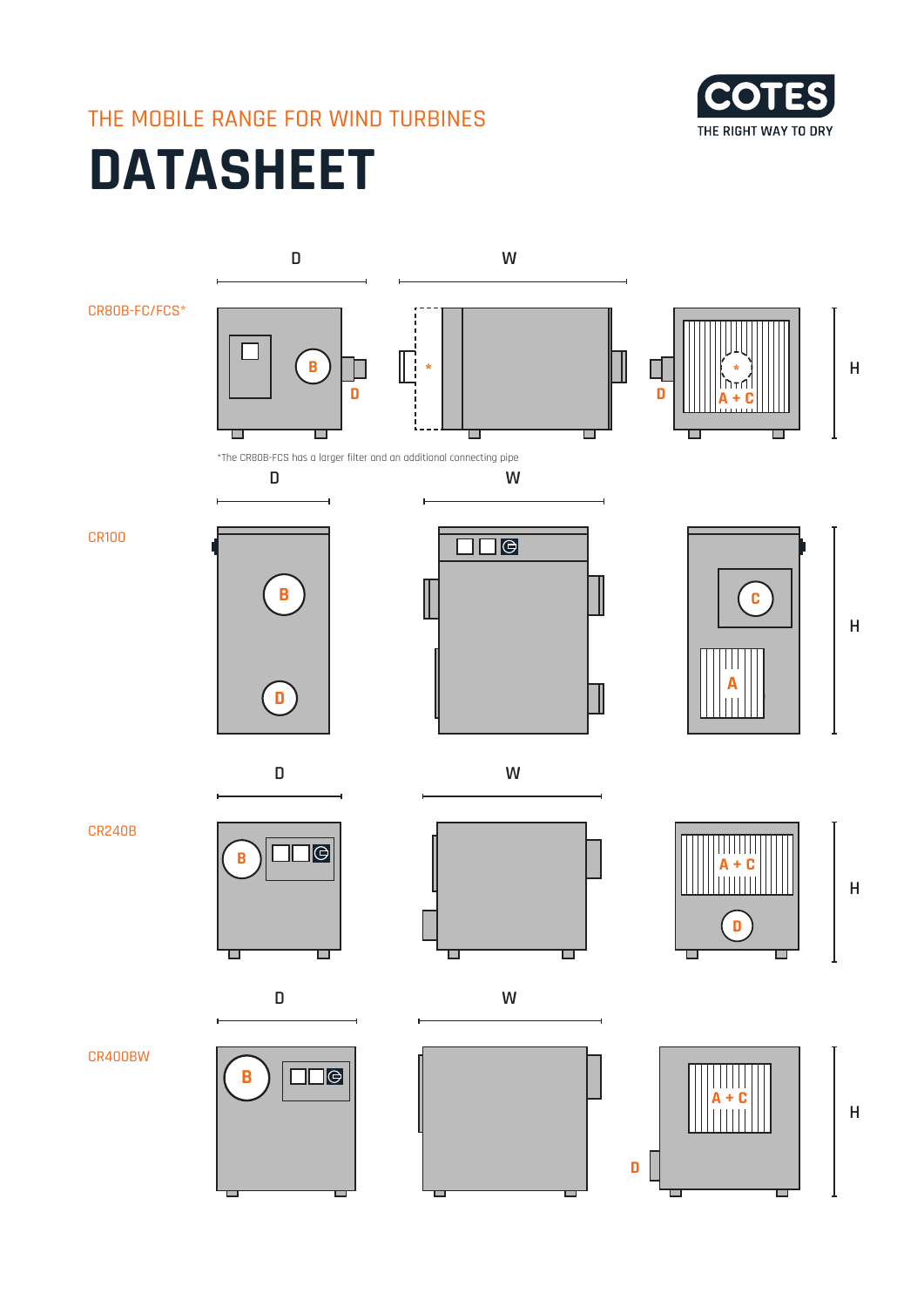THE MOBILE RANGE FOR WIND TURBINES

# DATASHEET

COTES
THE RIGHT WAY TO DRY

CR80B-FC/FCS*

*The CR80B-FCS has a larger filter and an additional connecting pipe

CR100

CR240B

CR400BW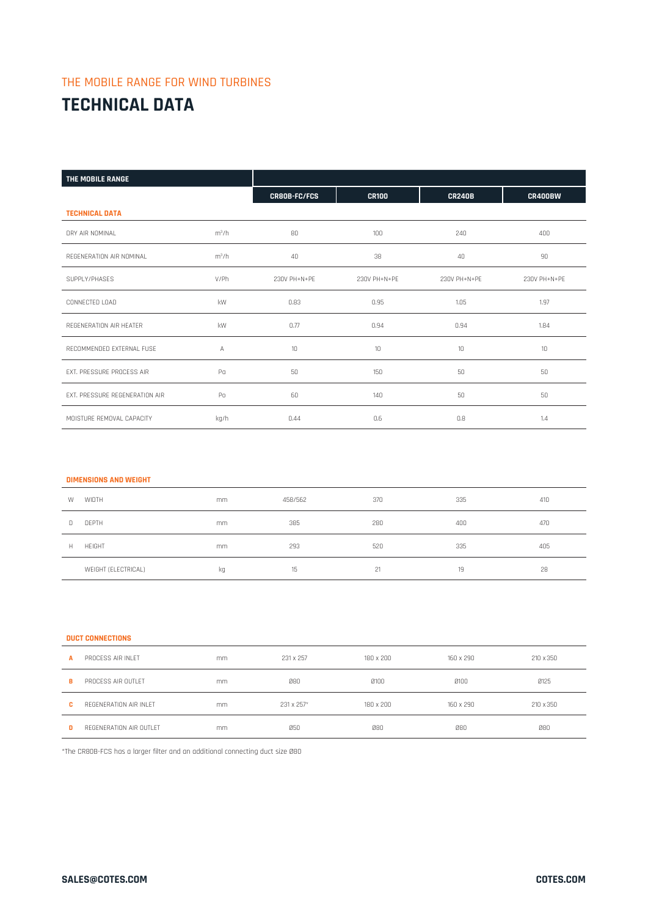## THE MOBILE RANGE FOR WIND TURBINES

# TECHNICAL DATA

| THE MOBILE RANGE | | CR80B-FC/FCS | CR100 | CR240B | CR400BW |
|---|---|---|---|---|---|
| **TECHNICAL DATA** | | | | | |
| DRY AIR NOMINAL | $m^3/h$ | 80 | 100 | 240 | 400 |
| REGENERATION AIR NOMINAL | $m^3/h$ | 40 | 38 | 40 | 90 |
| SUPPLY/PHASES | V/Ph | 230V PH+N+PE | 230V PH+N+PE | 230V PH+N+PE | 230V PH+N+PE |
| CONNECTED LOAD | kW | 0.83 | 0.95 | 1.05 | 1.97 |
| REGENERATION AIR HEATER | kW | 0.77 | 0.94 | 0.94 | 1.84 |
| RECOMMENDED EXTERNAL FUSE | A | 10 | 10 | 10 | 10 |
| EXT. PRESSURE PROCESS AIR | Pa | 50 | 150 | 50 | 50 |
| EXT. PRESSURE REGENERATION AIR | Pa | 60 | 140 | 50 | 50 |
| MOISTURE REMOVAL CAPACITY | kg/h | 0.44 | 0.6 | 0.8 | 1.4 |

**DIMENSIONS AND WEIGHT**

| | | | CR80B-FC/FCS | CR100 | CR240B | CR400BW |
|---|---|---|---|---|---|---|
| W | WIDTH | mm | 458/562 | 370 | 335 | 410 |
| D | DEPTH | mm | 385 | 280 | 400 | 470 |
| H | HEIGHT | mm | 293 | 520 | 335 | 405 |
| | WEIGHT (ELECTRICAL) | kg | 15 | 21 | 19 | 28 |

**DUCT CONNECTIONS**

| | | | CR80B-FC/FCS | CR100 | CR240B | CR400BW |
|---|---|---|---|---|---|---|
| **A** | PROCESS AIR INLET | mm | 231 x 257 | 180 x 200 | 160 x 290 | 210 x 350 |
| **B** | PROCESS AIR OUTLET | mm | Ø80 | Ø100 | Ø100 | Ø125 |
| **C** | REGENERATION AIR INLET | mm | 231 x 257* | 180 x 200 | 160 x 290 | 210 x 350 |
| **D** | REGENERATION AIR OUTLET | mm | Ø50 | Ø80 | Ø80 | Ø80 |

*The CR80B-FCS has a larger filter and an additional connecting duct size Ø80

**SALES@COTES.COM** **COTES.COM**